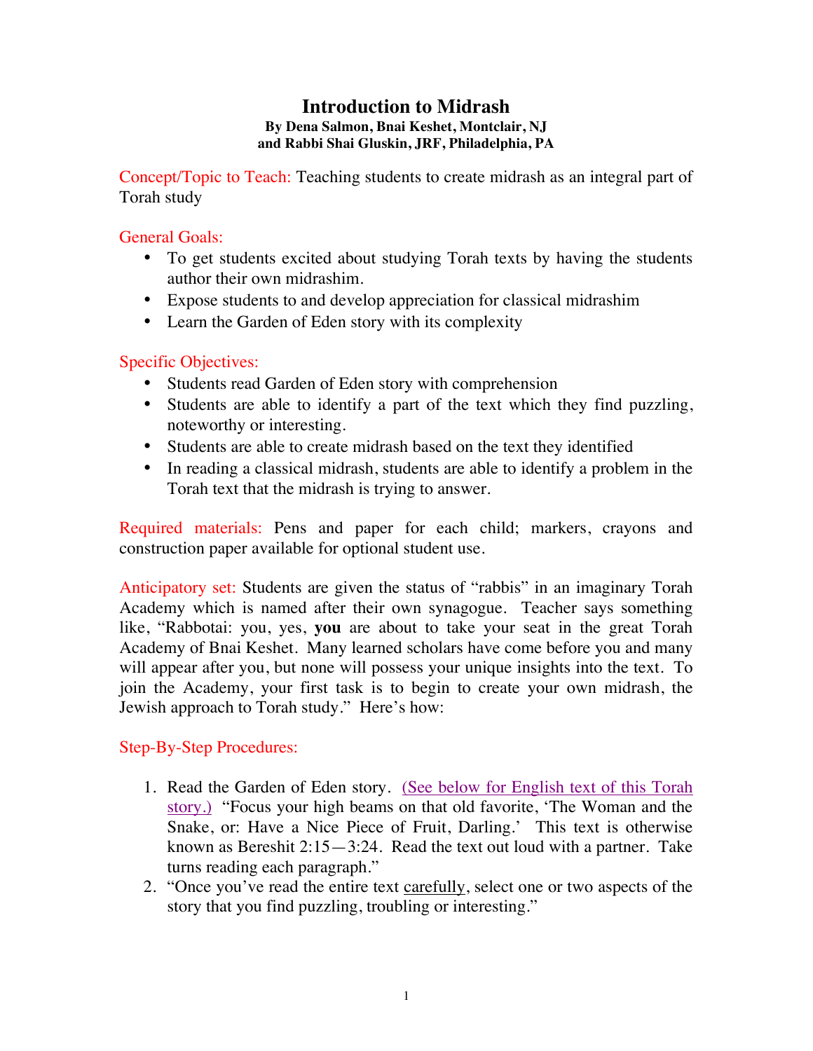# Introduction to Midrash

**By Dena Salmon, Bnai Keshet, Montclair, NJ**
**and Rabbi Shai Gluskin, JRF, Philadelphia, PA**

Concept/Topic to Teach: Teaching students to create midrash as an integral part of Torah study

General Goals:

- To get students excited about studying Torah texts by having the students author their own midrashim.
- Expose students to and develop appreciation for classical midrashim
- Learn the Garden of Eden story with its complexity

Specific Objectives:

- Students read Garden of Eden story with comprehension
- Students are able to identify a part of the text which they find puzzling, noteworthy or interesting.
- Students are able to create midrash based on the text they identified
- In reading a classical midrash, students are able to identify a problem in the Torah text that the midrash is trying to answer.

Required materials: Pens and paper for each child; markers, crayons and construction paper available for optional student use.

Anticipatory set: Students are given the status of "rabbis" in an imaginary Torah Academy which is named after their own synagogue. Teacher says something like, "Rabbotai: you, yes, **you** are about to take your seat in the great Torah Academy of Bnai Keshet. Many learned scholars have come before you and many will appear after you, but none will possess your unique insights into the text. To join the Academy, your first task is to begin to create your own midrash, the Jewish approach to Torah study." Here's how:

Step-By-Step Procedures:

1. Read the Garden of Eden story. (See below for English text of this Torah story.) "Focus your high beams on that old favorite, 'The Woman and the Snake, or: Have a Nice Piece of Fruit, Darling.' This text is otherwise known as Bereshit 2:15—3:24. Read the text out loud with a partner. Take turns reading each paragraph."
2. "Once you've read the entire text carefully, select one or two aspects of the story that you find puzzling, troubling or interesting."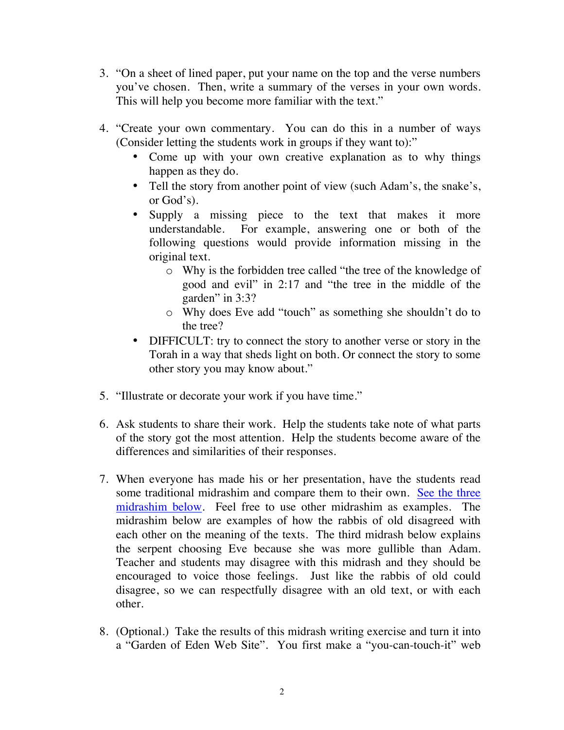3. "On a sheet of lined paper, put your name on the top and the verse numbers you've chosen. Then, write a summary of the verses in your own words. This will help you become more familiar with the text."

4. "Create your own commentary. You can do this in a number of ways (Consider letting the students work in groups if they want to):"
   - Come up with your own creative explanation as to why things happen as they do.
   - Tell the story from another point of view (such Adam's, the snake's, or God's).
   - Supply a missing piece to the text that makes it more understandable. For example, answering one or both of the following questions would provide information missing in the original text.
     - Why is the forbidden tree called "the tree of the knowledge of good and evil" in 2:17 and "the tree in the middle of the garden" in 3:3?
     - Why does Eve add "touch" as something she shouldn't do to the tree?
   - DIFFICULT: try to connect the story to another verse or story in the Torah in a way that sheds light on both. Or connect the story to some other story you may know about."

5. "Illustrate or decorate your work if you have time."

6. Ask students to share their work. Help the students take note of what parts of the story got the most attention. Help the students become aware of the differences and similarities of their responses.

7. When everyone has made his or her presentation, have the students read some traditional midrashim and compare them to their own. See the three midrashim below. Feel free to use other midrashim as examples. The midrashim below are examples of how the rabbis of old disagreed with each other on the meaning of the texts. The third midrash below explains the serpent choosing Eve because she was more gullible than Adam. Teacher and students may disagree with this midrash and they should be encouraged to voice those feelings. Just like the rabbis of old could disagree, so we can respectfully disagree with an old text, or with each other.

8. (Optional.) Take the results of this midrash writing exercise and turn it into a "Garden of Eden Web Site". You first make a "you-can-touch-it" web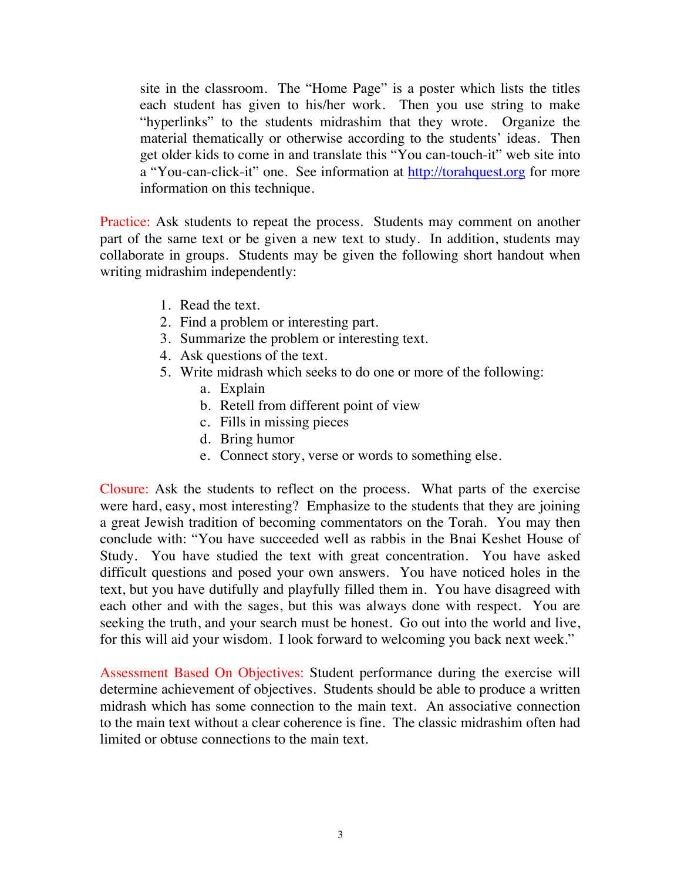site in the classroom. The "Home Page" is a poster which lists the titles each student has given to his/her work. Then you use string to make "hyperlinks" to the students midrashim that they wrote. Organize the material thematically or otherwise according to the students' ideas. Then get older kids to come in and translate this "You can-touch-it" web site into a "You-can-click-it" one. See information at [http://torahquest.org](http://torahquest.org) for more information on this technique.

Practice: Ask students to repeat the process. Students may comment on another part of the same text or be given a new text to study. In addition, students may collaborate in groups. Students may be given the following short handout when writing midrashim independently:

1. Read the text.
2. Find a problem or interesting part.
3. Summarize the problem or interesting text.
4. Ask questions of the text.
5. Write midrash which seeks to do one or more of the following:
   a. Explain
   b. Retell from different point of view
   c. Fills in missing pieces
   d. Bring humor
   e. Connect story, verse or words to something else.

Closure: Ask the students to reflect on the process. What parts of the exercise were hard, easy, most interesting? Emphasize to the students that they are joining a great Jewish tradition of becoming commentators on the Torah. You may then conclude with: "You have succeeded well as rabbis in the Bnai Keshet House of Study. You have studied the text with great concentration. You have asked difficult questions and posed your own answers. You have noticed holes in the text, but you have dutifully and playfully filled them in. You have disagreed with each other and with the sages, but this was always done with respect. You are seeking the truth, and your search must be honest. Go out into the world and live, for this will aid your wisdom. I look forward to welcoming you back next week."

Assessment Based On Objectives: Student performance during the exercise will determine achievement of objectives. Students should be able to produce a written midrash which has some connection to the main text. An associative connection to the main text without a clear coherence is fine. The classic midrashim often had limited or obtuse connections to the main text.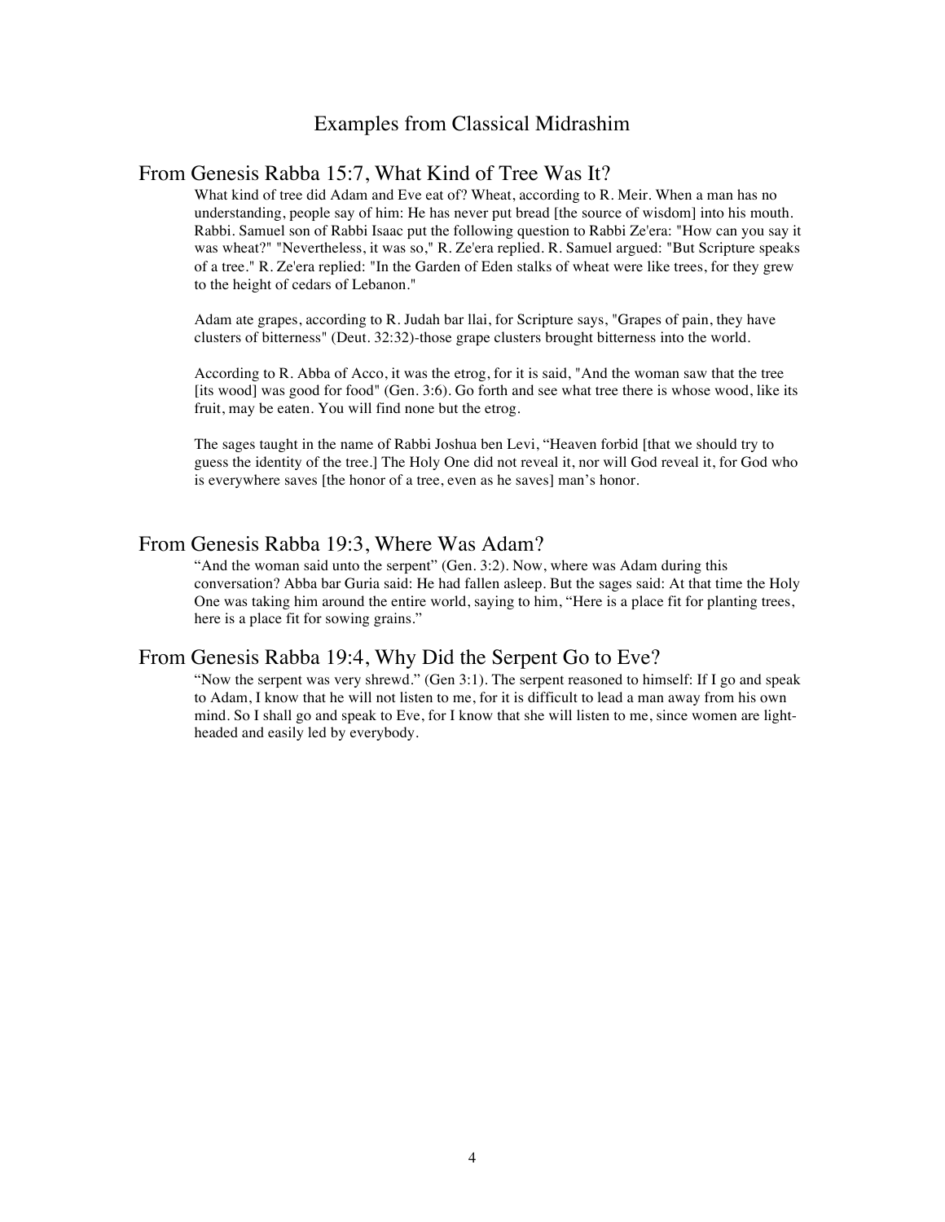# Examples from Classical Midrashim

## From Genesis Rabba 15:7, What Kind of Tree Was It?

What kind of tree did Adam and Eve eat of? Wheat, according to R. Meir. When a man has no understanding, people say of him: He has never put bread [the source of wisdom] into his mouth. Rabbi. Samuel son of Rabbi Isaac put the following question to Rabbi Ze'era: "How can you say it was wheat?" "Nevertheless, it was so," R. Ze'era replied. R. Samuel argued: "But Scripture speaks of a tree." R. Ze'era replied: "In the Garden of Eden stalks of wheat were like trees, for they grew to the height of cedars of Lebanon."

Adam ate grapes, according to R. Judah bar llai, for Scripture says, "Grapes of pain, they have clusters of bitterness" (Deut. 32:32)-those grape clusters brought bitterness into the world.

According to R. Abba of Acco, it was the etrog, for it is said, "And the woman saw that the tree [its wood] was good for food" (Gen. 3:6). Go forth and see what tree there is whose wood, like its fruit, may be eaten. You will find none but the etrog.

The sages taught in the name of Rabbi Joshua ben Levi, "Heaven forbid [that we should try to guess the identity of the tree.] The Holy One did not reveal it, nor will God reveal it, for God who is everywhere saves [the honor of a tree, even as he saves] man's honor.

## From Genesis Rabba 19:3, Where Was Adam?

"And the woman said unto the serpent" (Gen. 3:2). Now, where was Adam during this conversation? Abba bar Guria said: He had fallen asleep. But the sages said: At that time the Holy One was taking him around the entire world, saying to him, "Here is a place fit for planting trees, here is a place fit for sowing grains."

## From Genesis Rabba 19:4, Why Did the Serpent Go to Eve?

"Now the serpent was very shrewd." (Gen 3:1). The serpent reasoned to himself: If I go and speak to Adam, I know that he will not listen to me, for it is difficult to lead a man away from his own mind. So I shall go and speak to Eve, for I know that she will listen to me, since women are light-headed and easily led by everybody.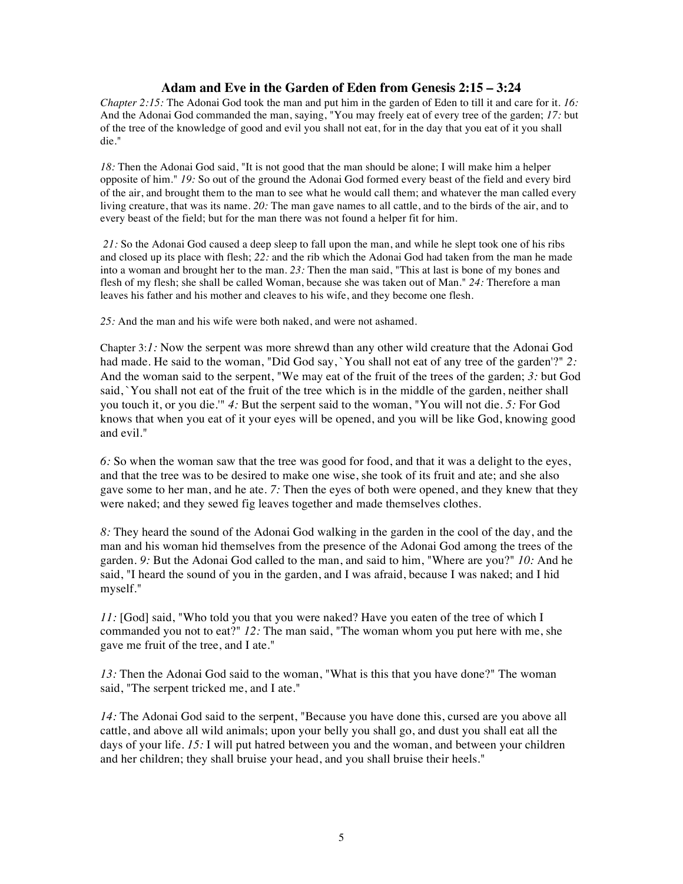# Adam and Eve in the Garden of Eden from Genesis 2:15 – 3:24

*Chapter 2:15:* The Adonai God took the man and put him in the garden of Eden to till it and care for it. *16:* And the Adonai God commanded the man, saying, "You may freely eat of every tree of the garden; *17:* but of the tree of the knowledge of good and evil you shall not eat, for in the day that you eat of it you shall die."

*18:* Then the Adonai God said, "It is not good that the man should be alone; I will make him a helper opposite of him." *19:* So out of the ground the Adonai God formed every beast of the field and every bird of the air, and brought them to the man to see what he would call them; and whatever the man called every living creature, that was its name. *20:* The man gave names to all cattle, and to the birds of the air, and to every beast of the field; but for the man there was not found a helper fit for him.

*21:* So the Adonai God caused a deep sleep to fall upon the man, and while he slept took one of his ribs and closed up its place with flesh; *22:* and the rib which the Adonai God had taken from the man he made into a woman and brought her to the man. *23:* Then the man said, "This at last is bone of my bones and flesh of my flesh; she shall be called Woman, because she was taken out of Man." *24:* Therefore a man leaves his father and his mother and cleaves to his wife, and they become one flesh.

*25:* And the man and his wife were both naked, and were not ashamed.

Chapter 3:*1:* Now the serpent was more shrewd than any other wild creature that the Adonai God had made. He said to the woman, "Did God say, `You shall not eat of any tree of the garden'?" *2:* And the woman said to the serpent, "We may eat of the fruit of the trees of the garden; *3:* but God said, `You shall not eat of the fruit of the tree which is in the middle of the garden, neither shall you touch it, or you die.'" *4:* But the serpent said to the woman, "You will not die. *5:* For God knows that when you eat of it your eyes will be opened, and you will be like God, knowing good and evil."

*6:* So when the woman saw that the tree was good for food, and that it was a delight to the eyes, and that the tree was to be desired to make one wise, she took of its fruit and ate; and she also gave some to her man, and he ate. *7:* Then the eyes of both were opened, and they knew that they were naked; and they sewed fig leaves together and made themselves clothes.

*8:* They heard the sound of the Adonai God walking in the garden in the cool of the day, and the man and his woman hid themselves from the presence of the Adonai God among the trees of the garden. *9:* But the Adonai God called to the man, and said to him, "Where are you?" *10:* And he said, "I heard the sound of you in the garden, and I was afraid, because I was naked; and I hid myself."

*11:* [God] said, "Who told you that you were naked? Have you eaten of the tree of which I commanded you not to eat?" *12:* The man said, "The woman whom you put here with me, she gave me fruit of the tree, and I ate."

*13:* Then the Adonai God said to the woman, "What is this that you have done?" The woman said, "The serpent tricked me, and I ate."

*14:* The Adonai God said to the serpent, "Because you have done this, cursed are you above all cattle, and above all wild animals; upon your belly you shall go, and dust you shall eat all the days of your life. *15:* I will put hatred between you and the woman, and between your children and her children; they shall bruise your head, and you shall bruise their heels."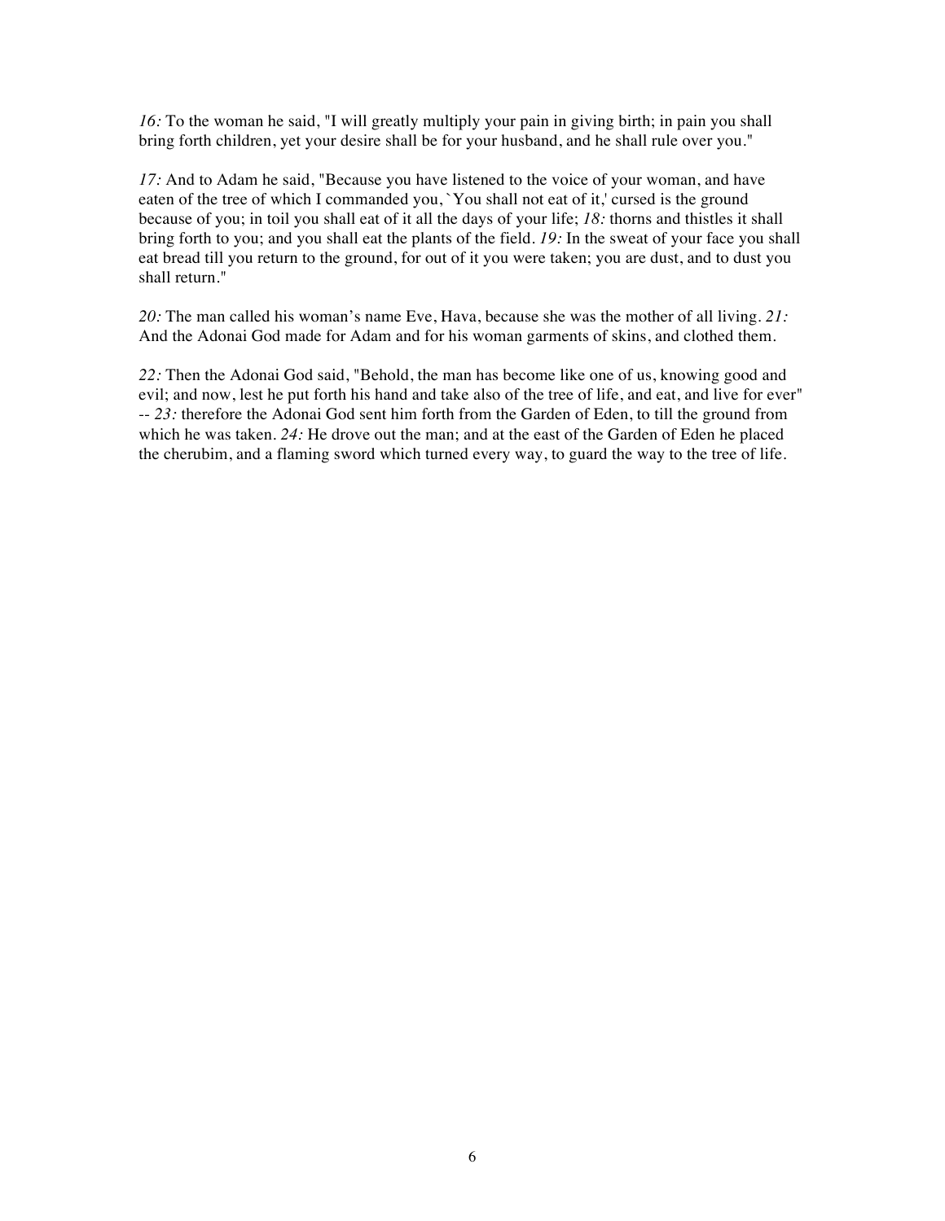*16:* To the woman he said, "I will greatly multiply your pain in giving birth; in pain you shall bring forth children, yet your desire shall be for your husband, and he shall rule over you."

*17:* And to Adam he said, "Because you have listened to the voice of your woman, and have eaten of the tree of which I commanded you, `You shall not eat of it,' cursed is the ground because of you; in toil you shall eat of it all the days of your life; *18:* thorns and thistles it shall bring forth to you; and you shall eat the plants of the field. *19:* In the sweat of your face you shall eat bread till you return to the ground, for out of it you were taken; you are dust, and to dust you shall return."

*20:* The man called his woman's name Eve, Hava, because she was the mother of all living. *21:* And the Adonai God made for Adam and for his woman garments of skins, and clothed them.

*22:* Then the Adonai God said, "Behold, the man has become like one of us, knowing good and evil; and now, lest he put forth his hand and take also of the tree of life, and eat, and live for ever" -- *23:* therefore the Adonai God sent him forth from the Garden of Eden, to till the ground from which he was taken. *24:* He drove out the man; and at the east of the Garden of Eden he placed the cherubim, and a flaming sword which turned every way, to guard the way to the tree of life.